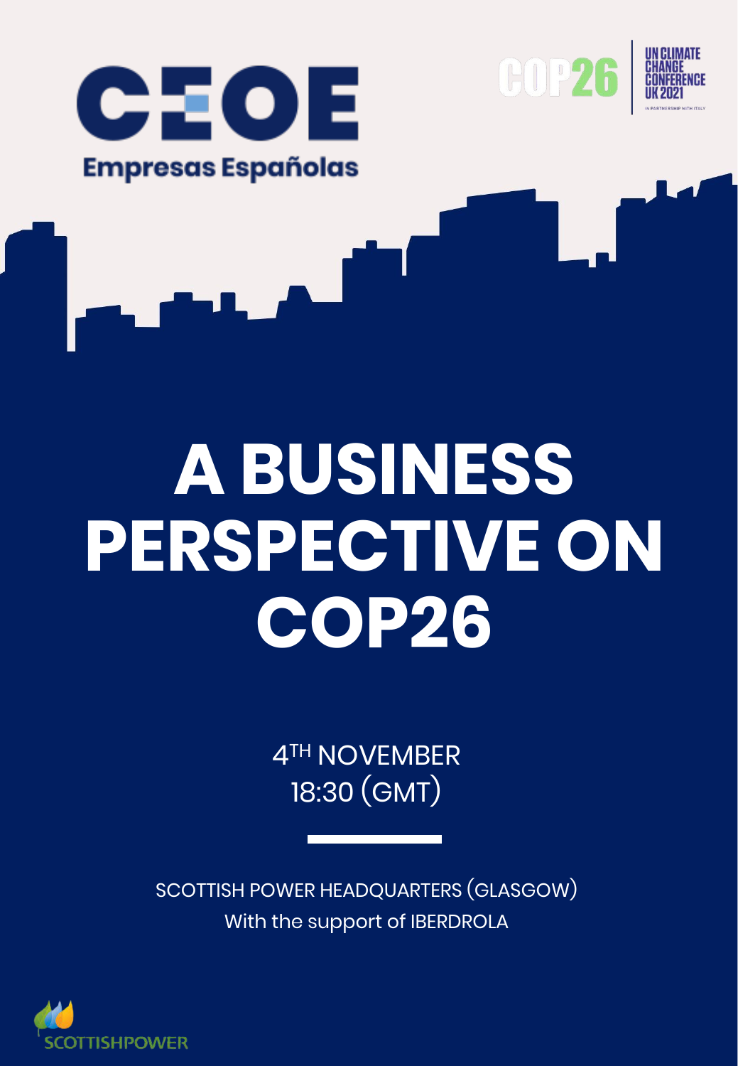CEOE

Empresas Españolas

COP26 UN CLIMATE CHANGE CONFERENCE UK 2021

IN PARTNERSHIP WITH ITALY

# A BUSINESS PERSPECTIVE ON COP26

4TH NOVEMBER
18:30 (GMT)

SCOTTISH POWER HEADQUARTERS (GLASGOW)
With the support of IBERDROLA

SCOTTISHPOWER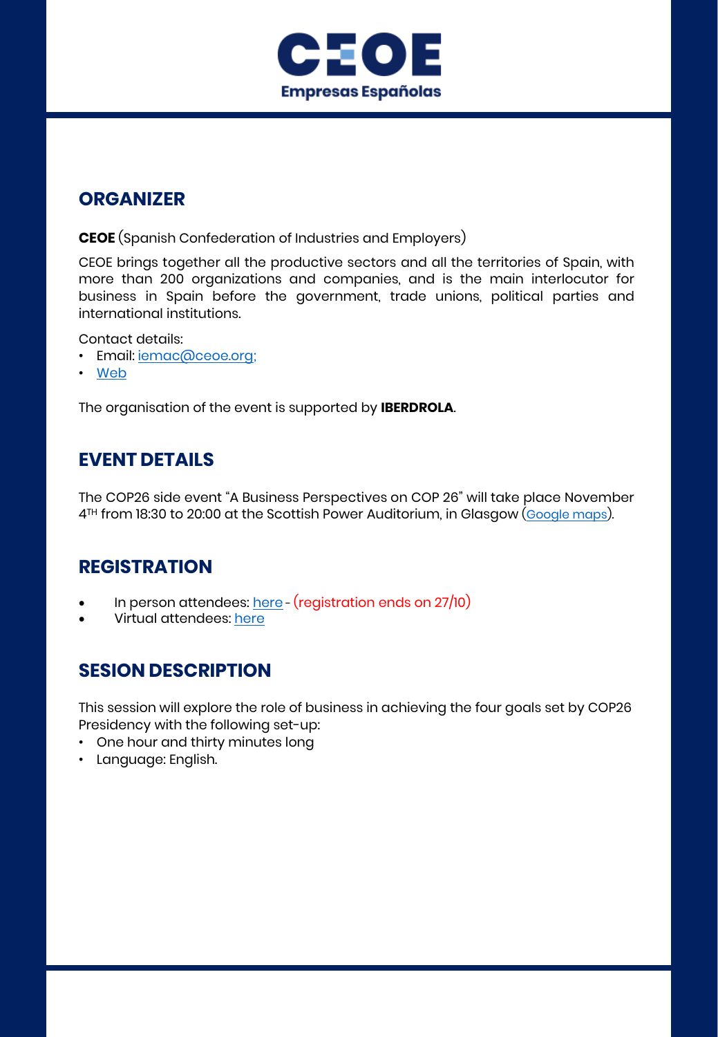CEOE
Empresas Españolas

## ORGANIZER

**CEOE** (Spanish Confederation of Industries and Employers)

CEOE brings together all the productive sectors and all the territories of Spain, with more than 200 organizations and companies, and is the main interlocutor for business in Spain before the government, trade unions, political parties and international institutions.

Contact details:

- Email: iemac@ceoe.org;
- Web

The organisation of the event is supported by **IBERDROLA**.

## EVENT DETAILS

The COP26 side event "A Business Perspectives on COP 26" will take place November 4TH from 18:30 to 20:00 at the Scottish Power Auditorium, in Glasgow (Google maps).

## REGISTRATION

- In person attendees: here - (registration ends on 27/10)
- Virtual attendees: here

## SESION DESCRIPTION

This session will explore the role of business in achieving the four goals set by COP26 Presidency with the following set-up:

- One hour and thirty minutes long
- Language: English.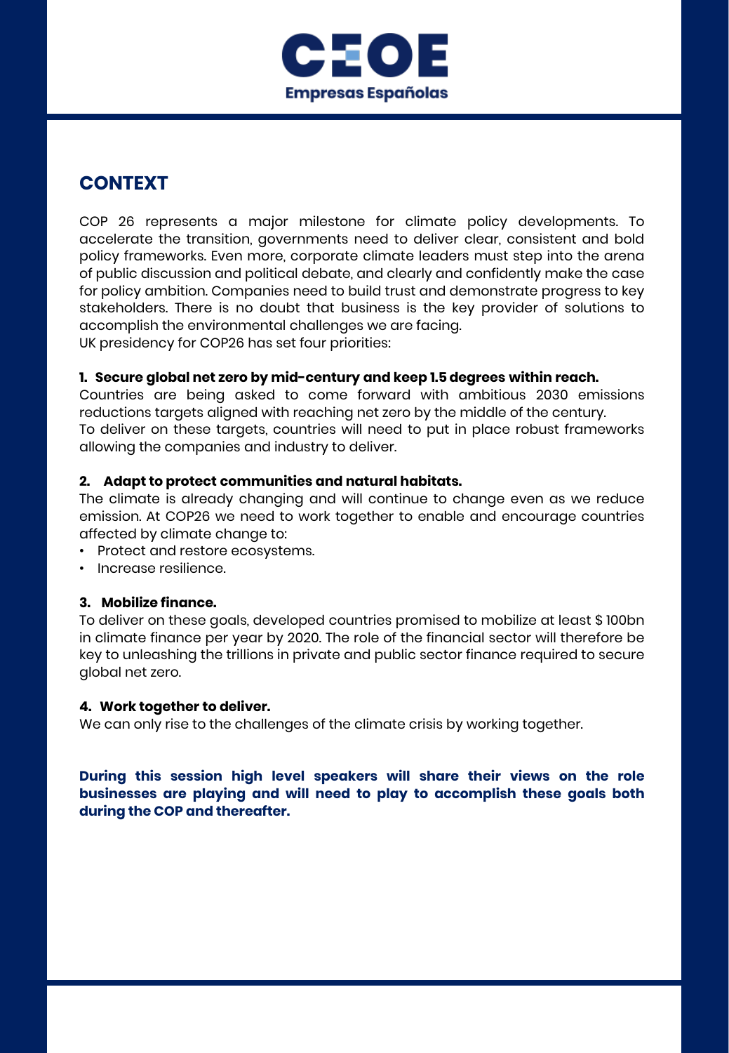CEOE
Empresas Españolas

## CONTEXT

COP 26 represents a major milestone for climate policy developments. To accelerate the transition, governments need to deliver clear, consistent and bold policy frameworks. Even more, corporate climate leaders must step into the arena of public discussion and political debate, and clearly and confidently make the case for policy ambition. Companies need to build trust and demonstrate progress to key stakeholders. There is no doubt that business is the key provider of solutions to accomplish the environmental challenges we are facing.
UK presidency for COP26 has set four priorities:

**1. Secure global net zero by mid-century and keep 1.5 degrees within reach.**
Countries are being asked to come forward with ambitious 2030 emissions reductions targets aligned with reaching net zero by the middle of the century.
To deliver on these targets, countries will need to put in place robust frameworks allowing the companies and industry to deliver.

**2. Adapt to protect communities and natural habitats.**
The climate is already changing and will continue to change even as we reduce emission. At COP26 we need to work together to enable and encourage countries affected by climate change to:

- Protect and restore ecosystems.
- Increase resilience.

**3. Mobilize finance.**
To deliver on these goals, developed countries promised to mobilize at least $ 100bn in climate finance per year by 2020. The role of the financial sector will therefore be key to unleashing the trillions in private and public sector finance required to secure global net zero.

**4. Work together to deliver.**
We can only rise to the challenges of the climate crisis by working together.

**During this session high level speakers will share their views on the role businesses are playing and will need to play to accomplish these goals both during the COP and thereafter.**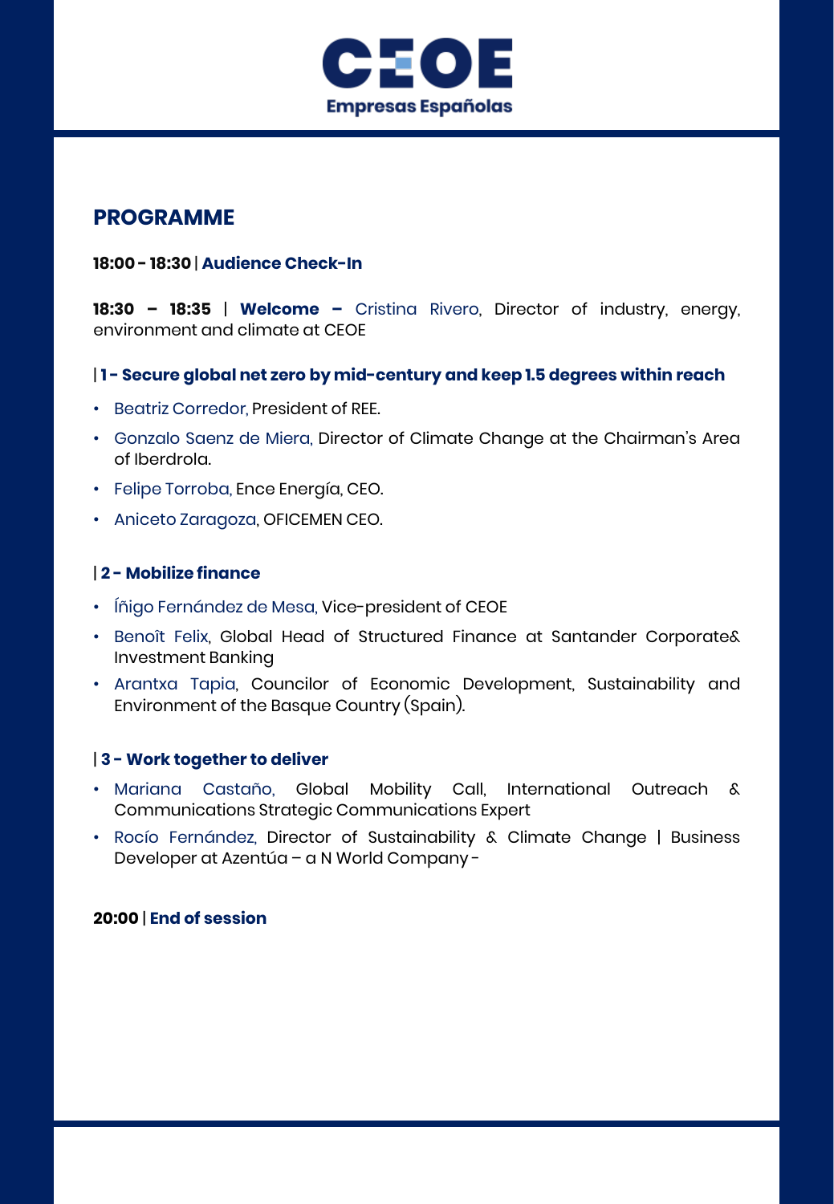## PROGRAMME

**18:00 - 18:30 | Audience Check-In**

**18:30 – 18:35 | Welcome –** Cristina Rivero, Director of industry, energy, environment and climate at CEOE

### | 1 - Secure global net zero by mid-century and keep 1.5 degrees within reach

- Beatriz Corredor, President of REE.
- Gonzalo Saenz de Miera, Director of Climate Change at the Chairman's Area of Iberdrola.
- Felipe Torroba, Ence Energía, CEO.
- Aniceto Zaragoza, OFICEMEN CEO.

### | 2 - Mobilize finance

- Íñigo Fernández de Mesa, Vice-president of CEOE
- Benoît Felix, Global Head of Structured Finance at Santander Corporate& Investment Banking
- Arantxa Tapia, Councilor of Economic Development, Sustainability and Environment of the Basque Country (Spain).

### | 3 - Work together to deliver

- Mariana Castaño, Global Mobility Call, International Outreach & Communications Strategic Communications Expert
- Rocío Fernández, Director of Sustainability & Climate Change | Business Developer at Azentúa – a N World Company -

**20:00 | End of session**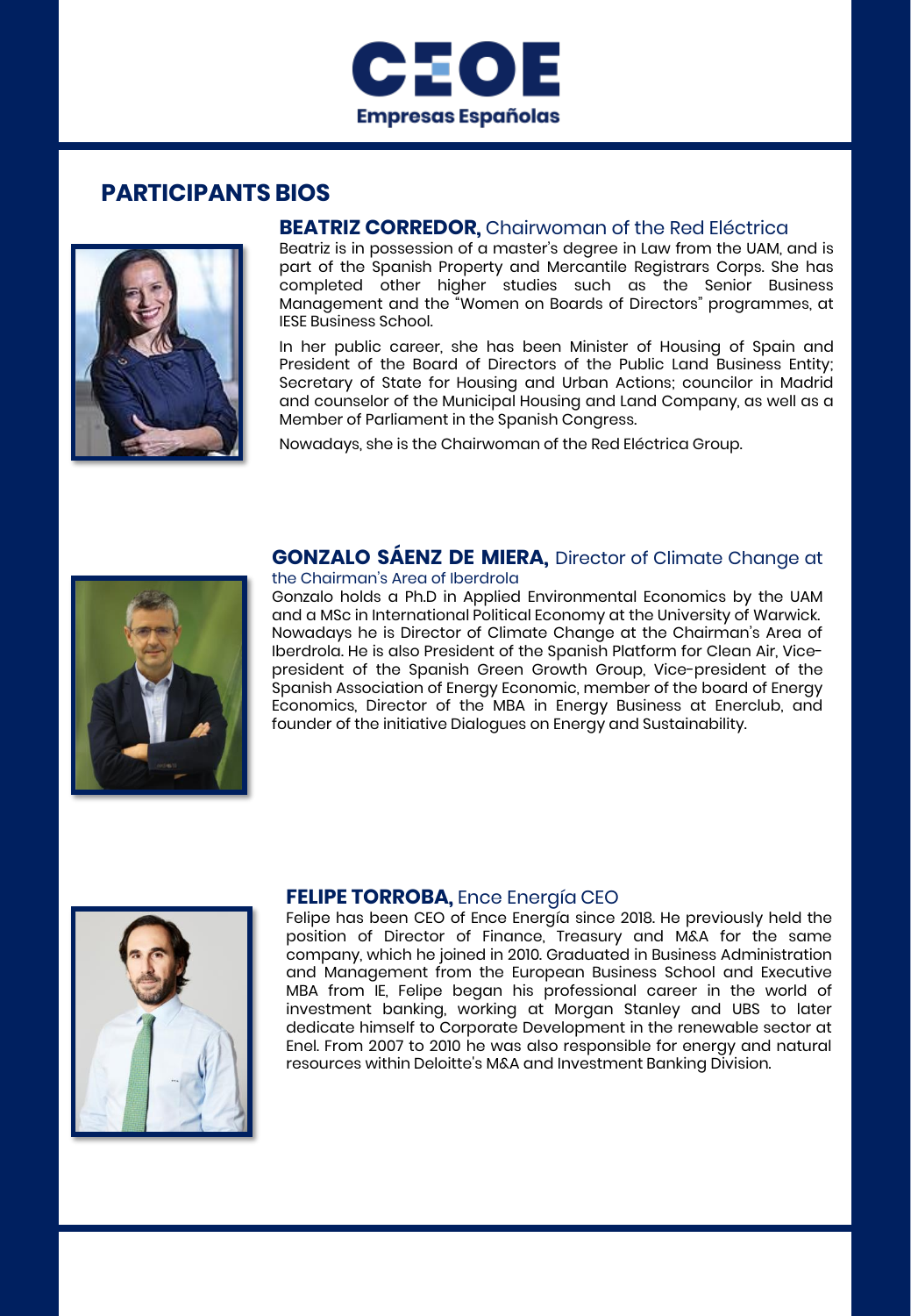## PARTICIPANTS BIOS

### **BEATRIZ CORREDOR,** Chairwoman of the Red Eléctrica

Beatriz is in possession of a master's degree in Law from the UAM, and is part of the Spanish Property and Mercantile Registrars Corps. She has completed other higher studies such as the Senior Business Management and the "Women on Boards of Directors" programmes, at IESE Business School.

In her public career, she has been Minister of Housing of Spain and President of the Board of Directors of the Public Land Business Entity; Secretary of State for Housing and Urban Actions; councilor in Madrid and counselor of the Municipal Housing and Land Company, as well as a Member of Parliament in the Spanish Congress.

Nowadays, she is the Chairwoman of the Red Eléctrica Group.

### **GONZALO SÁENZ DE MIERA,** Director of Climate Change at the Chairman's Area of Iberdrola

Gonzalo holds a Ph.D in Applied Environmental Economics by the UAM and a MSc in International Political Economy at the University of Warwick. Nowadays he is Director of Climate Change at the Chairman's Area of Iberdrola. He is also President of the Spanish Platform for Clean Air, Vice-president of the Spanish Green Growth Group, Vice-president of the Spanish Association of Energy Economic, member of the board of Energy Economics, Director of the MBA in Energy Business at Enerclub, and founder of the initiative Dialogues on Energy and Sustainability.

### **FELIPE TORROBA,** Ence Energía CEO

Felipe has been CEO of Ence Energía since 2018. He previously held the position of Director of Finance, Treasury and M&A for the same company, which he joined in 2010. Graduated in Business Administration and Management from the European Business School and Executive MBA from IE, Felipe began his professional career in the world of investment banking, working at Morgan Stanley and UBS to later dedicate himself to Corporate Development in the renewable sector at Enel. From 2007 to 2010 he was also responsible for energy and natural resources within Deloitte's M&A and Investment Banking Division.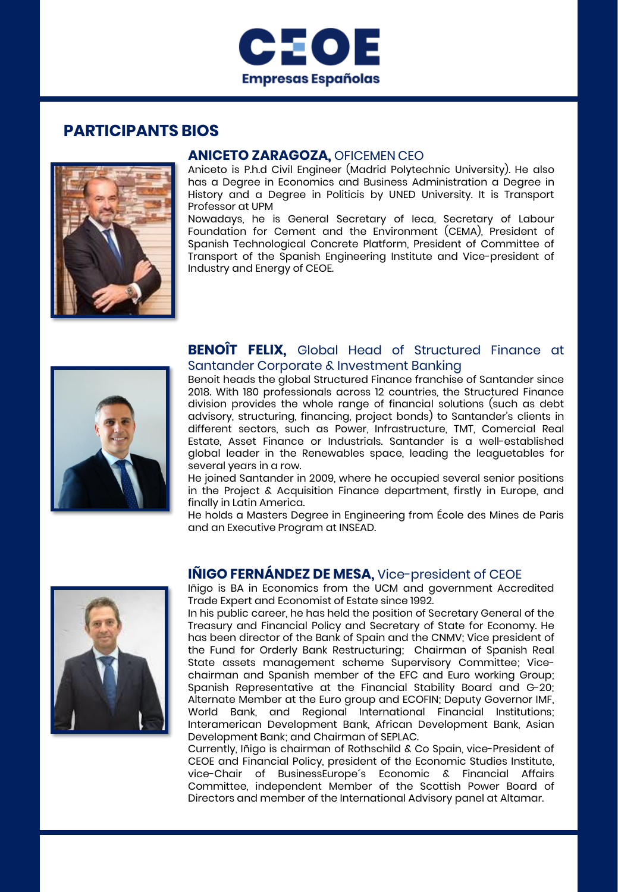# PARTICIPANTS BIOS

## ANICETO ZARAGOZA, OFICEMEN CEO

Aniceto is P.h.d Civil Engineer (Madrid Polytechnic University). He also has a Degree in Economics and Business Administration a Degree in History and a Degree in Politicis by UNED University. It is Transport Professor at UPM

Nowadays, he is General Secretary of Ieca, Secretary of Labour Foundation for Cement and the Environment (CEMA), President of Spanish Technological Concrete Platform, President of Committee of Transport of the Spanish Engineering Institute and Vice-president of Industry and Energy of CEOE.

## BENOÎT FELIX, Global Head of Structured Finance at Santander Corporate & Investment Banking

Benoit heads the global Structured Finance franchise of Santander since 2018. With 180 professionals across 12 countries, the Structured Finance division provides the whole range of financial solutions (such as debt advisory, structuring, financing, project bonds) to Santander's clients in different sectors, such as Power, Infrastructure, TMT, Comercial Real Estate, Asset Finance or Industrials. Santander is a well-established global leader in the Renewables space, leading the leaguetables for several years in a row.

He joined Santander in 2009, where he occupied several senior positions in the Project & Acquisition Finance department, firstly in Europe, and finally in Latin America.

He holds a Masters Degree in Engineering from École des Mines de Paris and an Executive Program at INSEAD.

## IÑIGO FERNÁNDEZ DE MESA, Vice-president of CEOE

Iñigo is BA in Economics from the UCM and government Accredited Trade Expert and Economist of Estate since 1992.

In his public career, he has held the position of Secretary General of the Treasury and Financial Policy and Secretary of State for Economy. He has been director of the Bank of Spain and the CNMV; Vice president of the Fund for Orderly Bank Restructuring; Chairman of Spanish Real State assets management scheme Supervisory Committee; Vice-chairman and Spanish member of the EFC and Euro working Group; Spanish Representative at the Financial Stability Board and G-20; Alternate Member at the Euro group and ECOFIN; Deputy Governor IMF, World Bank, and Regional International Financial Institutions; Interamerican Development Bank, African Development Bank, Asian Development Bank; and Chairman of SEPLAC.

Currently, Iñigo is chairman of Rothschild & Co Spain, vice-President of CEOE and Financial Policy, president of the Economic Studies Institute, vice-Chair of BusinessEurope´s Economic & Financial Affairs Committee, independent Member of the Scottish Power Board of Directors and member of the International Advisory panel at Altamar.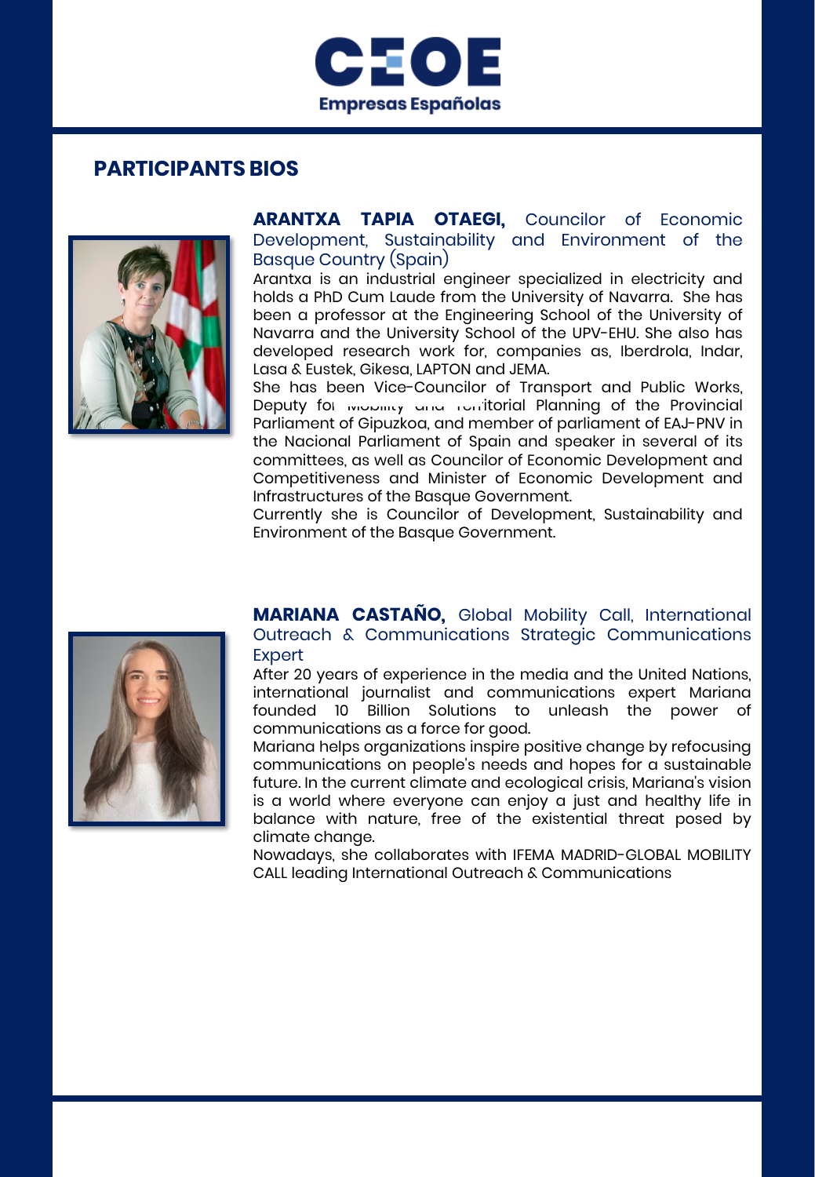## PARTICIPANTS BIOS

**ARANTXA TAPIA OTAEGI,** Councilor of Economic Development, Sustainability and Environment of the Basque Country (Spain)

Arantxa is an industrial engineer specialized in electricity and holds a PhD Cum Laude from the University of Navarra. She has been a professor at the Engineering School of the University of Navarra and the University School of the UPV-EHU. She also has developed research work for, companies as, Iberdrola, Indar, Lasa & Eustek, Gikesa, LAPTON and JEMA.

She has been Vice-Councilor of Transport and Public Works, Deputy for Mobility and Territorial Planning of the Provincial Parliament of Gipuzkoa, and member of parliament of EAJ-PNV in the Nacional Parliament of Spain and speaker in several of its committees, as well as Councilor of Economic Development and Competitiveness and Minister of Economic Development and Infrastructures of the Basque Government.

Currently she is Councilor of Development, Sustainability and Environment of the Basque Government.

**MARIANA CASTAÑO,** Global Mobility Call, International Outreach & Communications Strategic Communications Expert

After 20 years of experience in the media and the United Nations, international journalist and communications expert Mariana founded 10 Billion Solutions to unleash the power of communications as a force for good.

Mariana helps organizations inspire positive change by refocusing communications on people's needs and hopes for a sustainable future. In the current climate and ecological crisis, Mariana's vision is a world where everyone can enjoy a just and healthy life in balance with nature, free of the existential threat posed by climate change.

Nowadays, she collaborates with IFEMA MADRID-GLOBAL MOBILITY CALL leading International Outreach & Communications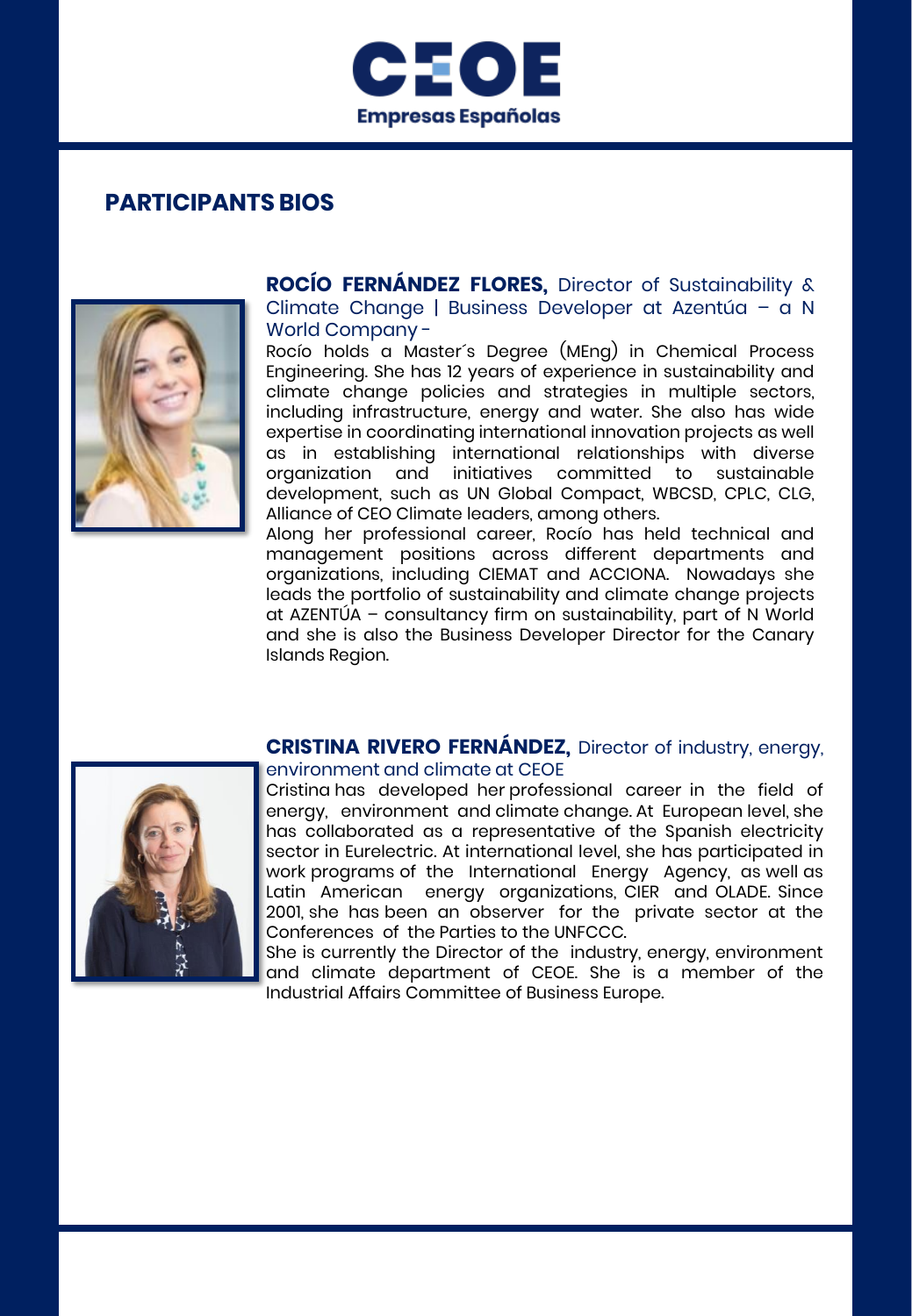## PARTICIPANTS BIOS

**ROCÍO FERNÁNDEZ FLORES,** Director of Sustainability & Climate Change | Business Developer at Azentúa – a N World Company -

Rocío holds a Master´s Degree (MEng) in Chemical Process Engineering. She has 12 years of experience in sustainability and climate change policies and strategies in multiple sectors, including infrastructure, energy and water. She also has wide expertise in coordinating international innovation projects as well as in establishing international relationships with diverse organization and initiatives committed to sustainable development, such as UN Global Compact, WBCSD, CPLC, CLG, Alliance of CEO Climate leaders, among others.

Along her professional career, Rocío has held technical and management positions across different departments and organizations, including CIEMAT and ACCIONA. Nowadays she leads the portfolio of sustainability and climate change projects at AZENTÚA – consultancy firm on sustainability, part of N World and she is also the Business Developer Director for the Canary Islands Region.

**CRISTINA RIVERO FERNÁNDEZ,** Director of industry, energy, environment and climate at CEOE

Cristina has developed her professional career in the field of energy, environment and climate change. At European level, she has collaborated as a representative of the Spanish electricity sector in Eurelectric. At international level, she has participated in work programs of the International Energy Agency, as well as Latin American energy organizations, CIER and OLADE. Since 2001, she has been an observer for the private sector at the Conferences of the Parties to the UNFCCC.

She is currently the Director of the industry, energy, environment and climate department of CEOE. She is a member of the Industrial Affairs Committee of Business Europe.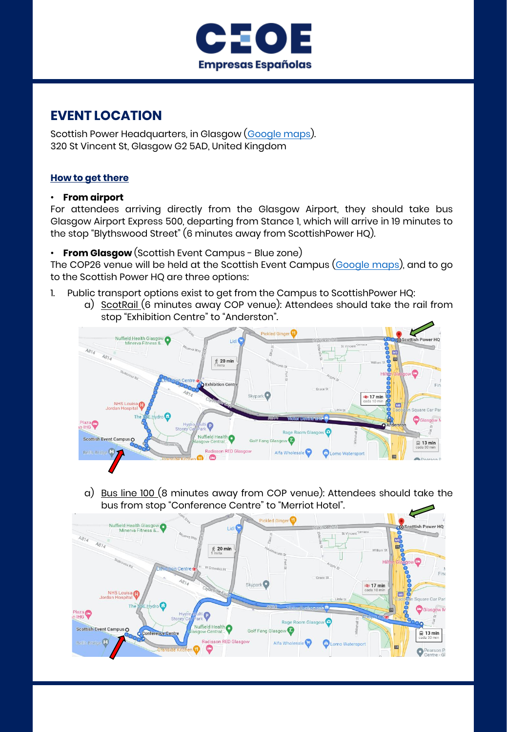## EVENT LOCATION

Scottish Power Headquarters, in Glasgow (Google maps).
320 St Vincent St, Glasgow G2 5AD, United Kingdom

**How to get there**

- **From airport**

For attendees arriving directly from the Glasgow Airport, they should take bus Glasgow Airport Express 500, departing from Stance 1, which will arrive in 19 minutes to the stop "Blythswood Street" (6 minutes away from ScottishPower HQ).

- **From Glasgow** (Scottish Event Campus - Blue zone)

The COP26 venue will be held at the Scottish Event Campus (Google maps), and to go to the Scottish Power HQ are three options:

1. Public transport options exist to get from the Campus to ScottishPower HQ:
   a) ScotRail (6 minutes away COP venue): Attendees should take the rail from stop "Exhibition Centre" to "Anderston".

   a) Bus line 100 (8 minutes away from COP venue): Attendees should take the bus from stop "Conference Centre" to "Merriot Hotel".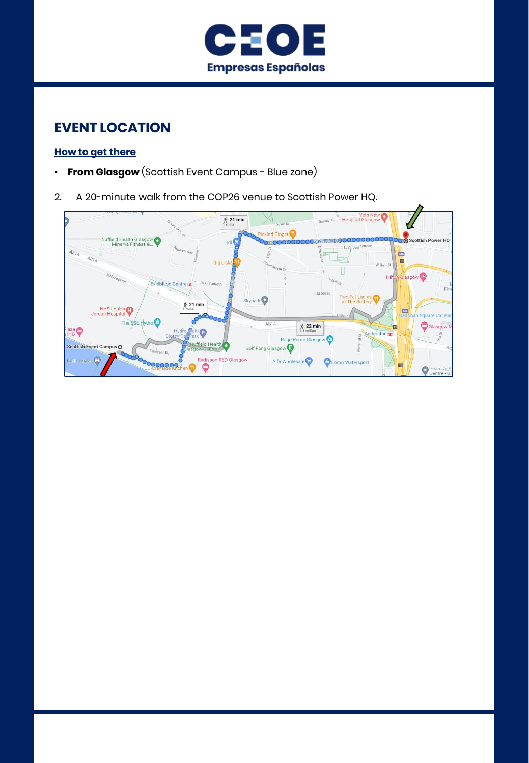## EVENT LOCATION

**How to get there**

- **From Glasgow** (Scottish Event Campus - Blue zone)

2. A 20-minute walk from the COP26 venue to Scottish Power HQ.